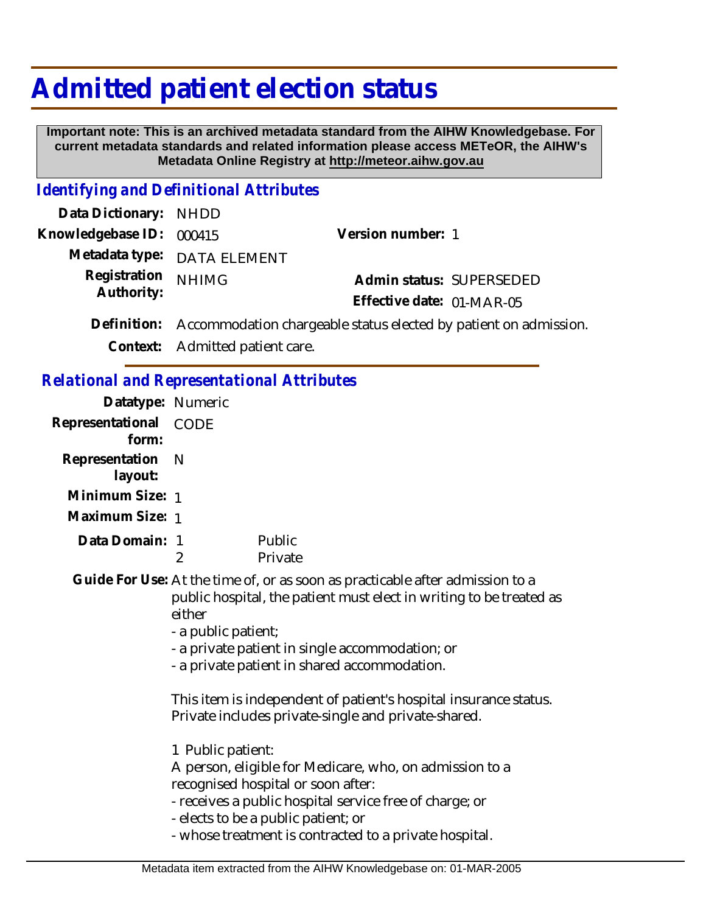# Admitted patient election status

**Important note: This is an archived metadata standard from the AIHW Knowledgebase. For current metadata standards and related information please access METeOR, the AIHW's Metadata Online Registry at http://meteor.aihw.gov.au**

## *Identifying and Definitional Attributes*

**Data Dictionary:** NHDD

**Knowledgebase ID:** 000415

**Version number:** 1

**Metadata type:** DATA ELEMENT

**Registration Authority:** NHIMG

**Admin status:** SUPERSEDED

**Effective date:** 01-MAR-05

**Definition:** Accommodation chargeable status elected by patient on admission.

**Context:** Admitted patient care.

## *Relational and Representational Attributes*

**Datatype:** Numeric

**Representational form:** CODE

**Representation layout:** N

**Minimum Size:** 1

**Maximum Size:** 1

**Data Domain:**

| | |
|---|---|
| 1 | Public |
| 2 | Private |

**Guide For Use:** At the time of, or as soon as practicable after admission to a public hospital, the patient must elect in writing to be treated as either

- a public patient;
- a private patient in single accommodation; or
- a private patient in shared accommodation.

This item is independent of patient's hospital insurance status. Private includes private-single and private-shared.

1 Public patient:
A person, eligible for Medicare, who, on admission to a recognised hospital or soon after:

- receives a public hospital service free of charge; or
- elects to be a public patient; or
- whose treatment is contracted to a private hospital.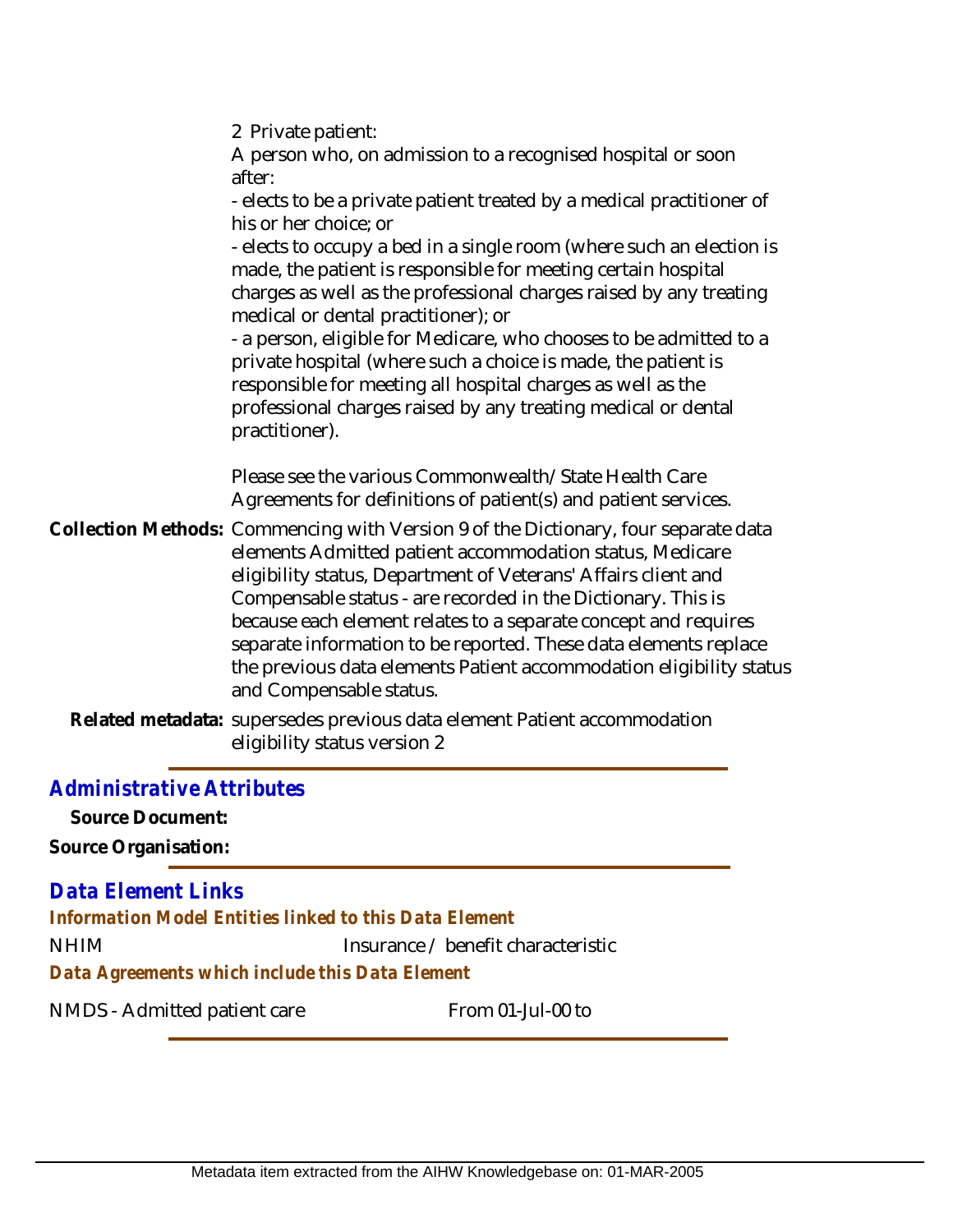2 Private patient:

A person who, on admission to a recognised hospital or soon after:

- elects to be a private patient treated by a medical practitioner of his or her choice; or
- elects to occupy a bed in a single room (where such an election is made, the patient is responsible for meeting certain hospital charges as well as the professional charges raised by any treating medical or dental practitioner); or
- a person, eligible for Medicare, who chooses to be admitted to a private hospital (where such a choice is made, the patient is responsible for meeting all hospital charges as well as the professional charges raised by any treating medical or dental practitioner).

Please see the various Commonwealth/State Health Care Agreements for definitions of patient(s) and patient services.

**Collection Methods:** Commencing with Version 9 of the Dictionary, four separate data elements Admitted patient accommodation status, Medicare eligibility status, Department of Veterans' Affairs client and Compensable status - are recorded in the Dictionary. This is because each element relates to a separate concept and requires separate information to be reported. These data elements replace the previous data elements Patient accommodation eligibility status and Compensable status.

**Related metadata:** supersedes previous data element Patient accommodation eligibility status version 2

## Administrative Attributes

**Source Document:**

**Source Organisation:**

## Data Element Links

### Information Model Entities linked to this Data Element

| | |
|---|---|
| NHIM | Insurance / benefit characteristic |

### Data Agreements which include this Data Element

| | |
|---|---|
| NMDS - Admitted patient care | From 01-Jul-00 to |